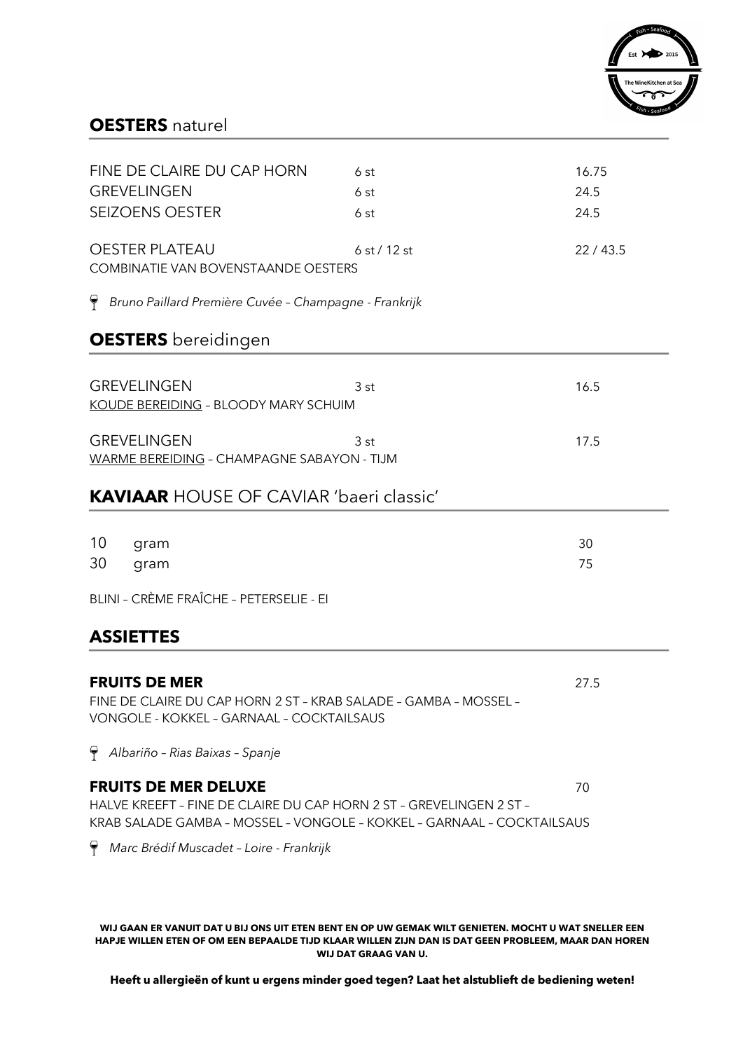## **OESTERS** naturel

| | | |
|---|---|---|
| FINE DE CLAIRE DU CAP HORN | 6 st | 16.75 |
| GREVELINGEN | 6 st | 24.5 |
| SEIZOENS OESTER | 6 st | 24.5 |

| | | |
|---|---|---|
| OESTER PLATEAU | 6 st / 12 st | 22 / 43.5 |

COMBINATIE VAN BOVENSTAANDE OESTERS

🍷 *Bruno Paillard Première Cuvée – Champagne - Frankrijk*

## **OESTERS** bereidingen

| | | |
|---|---|---|
| GREVELINGEN | 3 st | 16.5 |

KOUDE BEREIDING – BLOODY MARY SCHUIM

| | | |
|---|---|---|
| GREVELINGEN | 3 st | 17.5 |

WARME BEREIDING – CHAMPAGNE SABAYON - TIJM

## **KAVIAAR** HOUSE OF CAVIAR 'baeri classic'

| | |
|---|---|
| 10 gram | 30 |
| 30 gram | 75 |

BLINI – CRÈME FRAÎCHE – PETERSELIE - EI

## **ASSIETTES**

**FRUITS DE MER** 27.5

FINE DE CLAIRE DU CAP HORN 2 ST – KRAB SALADE – GAMBA – MOSSEL – VONGOLE - KOKKEL – GARNAAL – COCKTAILSAUS

🍷 *Albariño – Rias Baixas – Spanje*

**FRUITS DE MER DELUXE** 70

HALVE KREEFT – FINE DE CLAIRE DU CAP HORN 2 ST – GREVELINGEN 2 ST – KRAB SALADE GAMBA – MOSSEL – VONGOLE – KOKKEL – GARNAAL – COCKTAILSAUS

🍷 *Marc Brédif Muscadet – Loire - Frankrijk*

**WIJ GAAN ER VANUIT DAT U BIJ ONS UIT ETEN BENT EN OP UW GEMAK WILT GENIETEN. MOCHT U WAT SNELLER EEN HAPJE WILLEN ETEN OF OM EEN BEPAALDE TIJD KLAAR WILLEN ZIJN DAN IS DAT GEEN PROBLEEM, MAAR DAN HOREN WIJ DAT GRAAG VAN U.**

**Heeft u allergieën of kunt u ergens minder goed tegen? Laat het alstublieft de bediening weten!**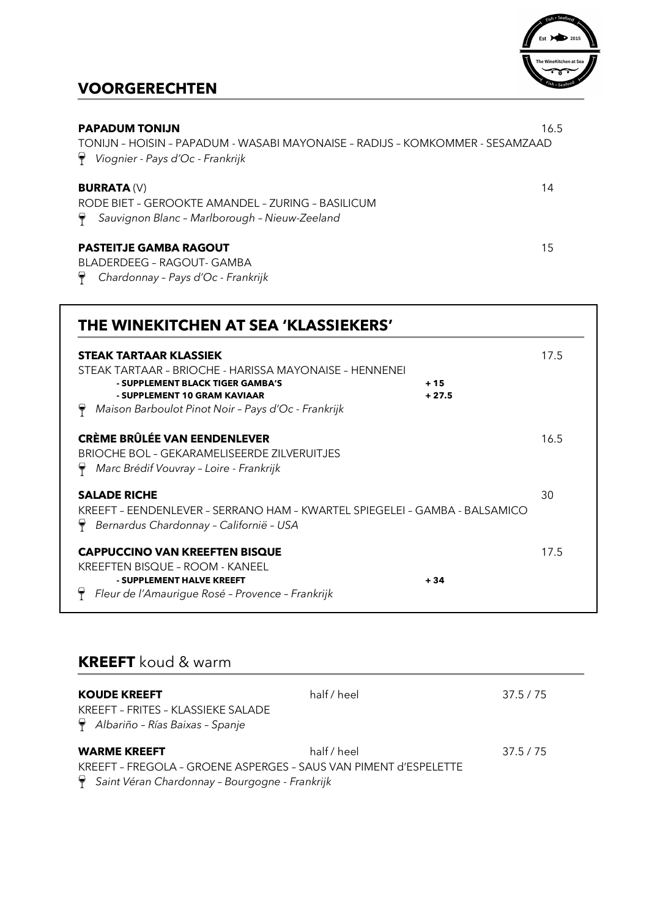## VOORGERECHTEN

**PAPADUM TONIJN** 16.5
TONIJN – HOISIN – PAPADUM - WASABI MAYONAISE – RADIJS – KOMKOMMER - SESAMZAAD
🍷 *Viognier - Pays d'Oc - Frankrijk*

**BURRATA** (V) 14
RODE BIET – GEROOKTE AMANDEL – ZURING – BASILICUM
🍷 *Sauvignon Blanc – Marlborough – Nieuw-Zeeland*

**PASTEITJE GAMBA RAGOUT** 15
BLADERDEEG – RAGOUT- GAMBA
🍷 *Chardonnay – Pays d'Oc - Frankrijk*

## THE WINEKITCHEN AT SEA 'KLASSIEKERS'

**STEAK TARTAAR KLASSIEK** 17.5
STEAK TARTAAR – BRIOCHE - HARISSA MAYONAISE – HENNENEI
- **SUPPLEMENT BLACK TIGER GAMBA'S** **+ 15**
- **SUPPLEMENT 10 GRAM KAVIAAR** **+ 27.5**

🍷 *Maison Barboulot Pinot Noir – Pays d'Oc - Frankrijk*

**CRÈME BRÛLÉE VAN EENDENLEVER** 16.5
BRIOCHE BOL – GEKARAMELISEERDE ZILVERUITJES
🍷 *Marc Brédif Vouvray – Loire - Frankrijk*

**SALADE RICHE** 30
KREEFT – EENDENLEVER – SERRANO HAM – KWARTEL SPIEGELEI – GAMBA - BALSAMICO
🍷 *Bernardus Chardonnay – Californië – USA*

**CAPPUCCINO VAN KREEFTEN BISQUE** 17.5
KREEFTEN BISQUE – ROOM - KANEEL
- **SUPPLEMENT HALVE KREEFT** **+ 34**

🍷 *Fleur de l'Amaurigue Rosé – Provence – Frankrijk*

## KREEFT koud & warm

**KOUDE KREEFT** half / heel 37.5 / 75
KREEFT – FRITES – KLASSIEKE SALADE
🍷 *Albariño – Rías Baixas – Spanje*

**WARME KREEFT** half / heel 37.5 / 75
KREEFT – FREGOLA – GROENE ASPERGES – SAUS VAN PIMENT d'ESPELETTE
🍷 *Saint Véran Chardonnay – Bourgogne - Frankrijk*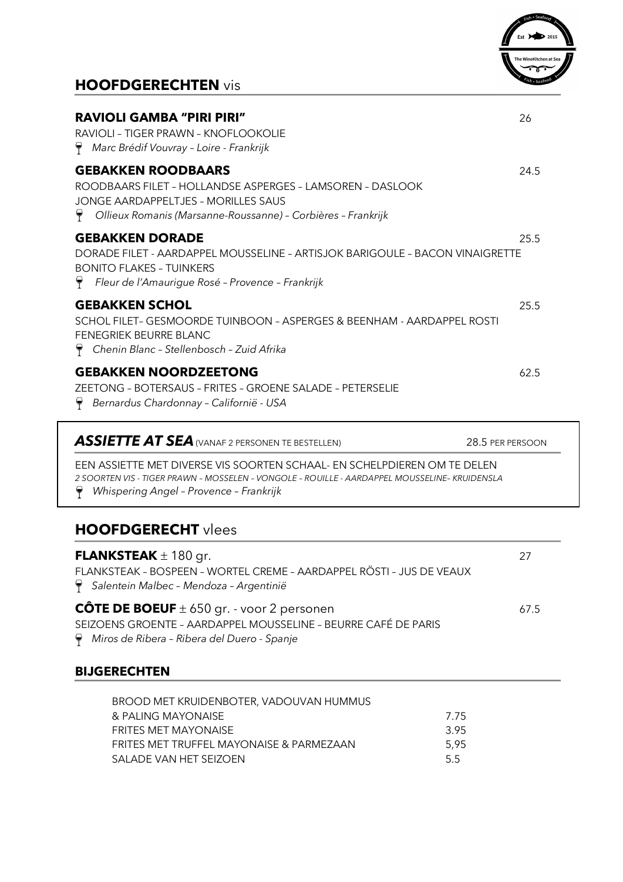## **HOOFDGERECHTEN** vis

**RAVIOLI GAMBA "PIRI PIRI"** 26

RAVIOLI – TIGER PRAWN – KNOFLOOKOLIE

🍷 *Marc Brédif Vouvray – Loire - Frankrijk*

**GEBAKKEN ROODBAARS** 24.5

ROODBAARS FILET – HOLLANDSE ASPERGES – LAMSOREN – DASLOOK
JONGE AARDAPPELTJES – MORILLES SAUS

🍷 *Ollieux Romanis (Marsanne-Roussanne) – Corbières – Frankrijk*

**GEBAKKEN DORADE** 25.5

DORADE FILET - AARDAPPEL MOUSSELINE – ARTISJOK BARIGOULE – BACON VINAIGRETTE
BONITO FLAKES – TUINKERS

🍷 *Fleur de l'Amaurigue Rosé – Provence – Frankrijk*

**GEBAKKEN SCHOL** 25.5

SCHOL FILET– GESMOORDE TUINBOON – ASPERGES & BEENHAM - AARDAPPEL ROSTI
FENEGRIEK BEURRE BLANC

🍷 *Chenin Blanc – Stellenbosch – Zuid Afrika*

**GEBAKKEN NOORDZEETONG** 62.5

ZEETONG – BOTERSAUS – FRITES – GROENE SALADE – PETERSELIE

🍷 *Bernardus Chardonnay – Californië - USA*

---

***ASSIETTE AT SEA*** (VANAF 2 PERSONEN TE BESTELLEN) 28.5 PER PERSOON

EEN ASSIETTE MET DIVERSE VIS SOORTEN SCHAAL- EN SCHELPDIEREN OM TE DELEN

*2 SOORTEN VIS - TIGER PRAWN – MOSSELEN – VONGOLE – ROUILLE - AARDAPPEL MOUSSELINE– KRUIDENSLA*

🍷 *Whispering Angel – Provence – Frankrijk*

---

## **HOOFDGERECHT** vlees

**FLANKSTEAK** ± 180 gr. 27

FLANKSTEAK – BOSPEEN – WORTEL CREME – AARDAPPEL RÖSTI – JUS DE VEAUX

🍷 *Salentein Malbec – Mendoza – Argentinië*

**CÔTE DE BOEUF** ± 650 gr. - voor 2 personen 67.5

SEIZOENS GROENTE – AARDAPPEL MOUSSELINE – BEURRE CAFÉ DE PARIS

🍷 *Miros de Ribera – Ribera del Duero - Spanje*

### **BIJGERECHTEN**

| | |
|---|---|
| BROOD MET KRUIDENBOTER, VADOUVAN HUMMUS & PALING MAYONAISE | 7.75 |
| FRITES MET MAYONAISE | 3.95 |
| FRITES MET TRUFFEL MAYONAISE & PARMEZAAN | 5,95 |
| SALADE VAN HET SEIZOEN | 5.5 |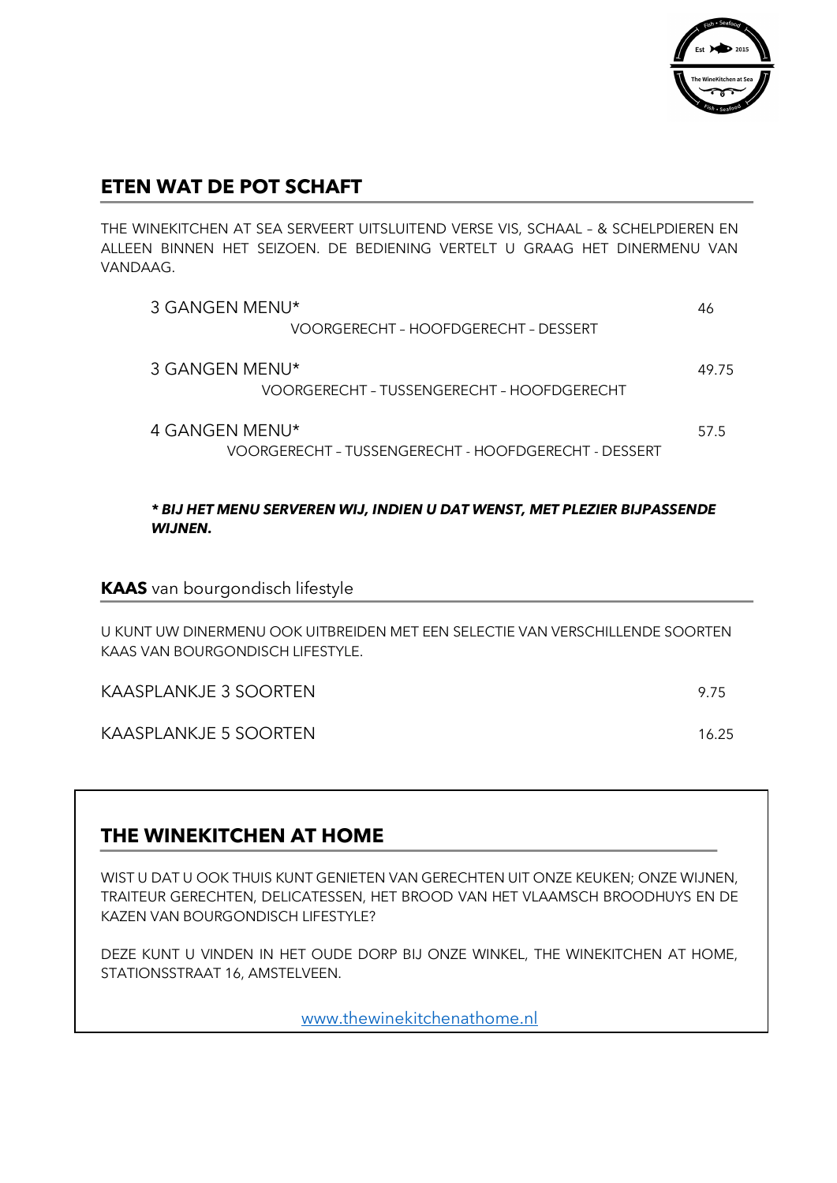## ETEN WAT DE POT SCHAFT

THE WINEKITCHEN AT SEA SERVEERT UITSLUITEND VERSE VIS, SCHAAL – & SCHELPDIEREN EN ALLEEN BINNEN HET SEIZOEN. DE BEDIENING VERTELT U GRAAG HET DINERMENU VAN VANDAAG.

| | |
|---|---|
| 3 GANGEN MENU*<br>VOORGERECHT – HOOFDGERECHT – DESSERT | 46 |
| 3 GANGEN MENU*<br>VOORGERECHT – TUSSENGERECHT – HOOFDGERECHT | 49.75 |
| 4 GANGEN MENU*<br>VOORGERECHT – TUSSENGERECHT - HOOFDGERECHT - DESSERT | 57.5 |

***\* BIJ HET MENU SERVEREN WIJ, INDIEN U DAT WENST, MET PLEZIER BIJPASSENDE WIJNEN.***

## **KAAS** van bourgondisch lifestyle

U KUNT UW DINERMENU OOK UITBREIDEN MET EEN SELECTIE VAN VERSCHILLENDE SOORTEN KAAS VAN BOURGONDISCH LIFESTYLE.

| | |
|---|---|
| KAASPLANKJE 3 SOORTEN | 9.75 |
| KAASPLANKJE 5 SOORTEN | 16.25 |

## THE WINEKITCHEN AT HOME

WIST U DAT U OOK THUIS KUNT GENIETEN VAN GERECHTEN UIT ONZE KEUKEN; ONZE WIJNEN, TRAITEUR GERECHTEN, DELICATESSEN, HET BROOD VAN HET VLAAMSCH BROODHUYS EN DE KAZEN VAN BOURGONDISCH LIFESTYLE?

DEZE KUNT U VINDEN IN HET OUDE DORP BIJ ONZE WINKEL, THE WINEKITCHEN AT HOME, STATIONSSTRAAT 16, AMSTELVEEN.

[www.thewinekitchenathome.nl](http://www.thewinekitchenathome.nl)